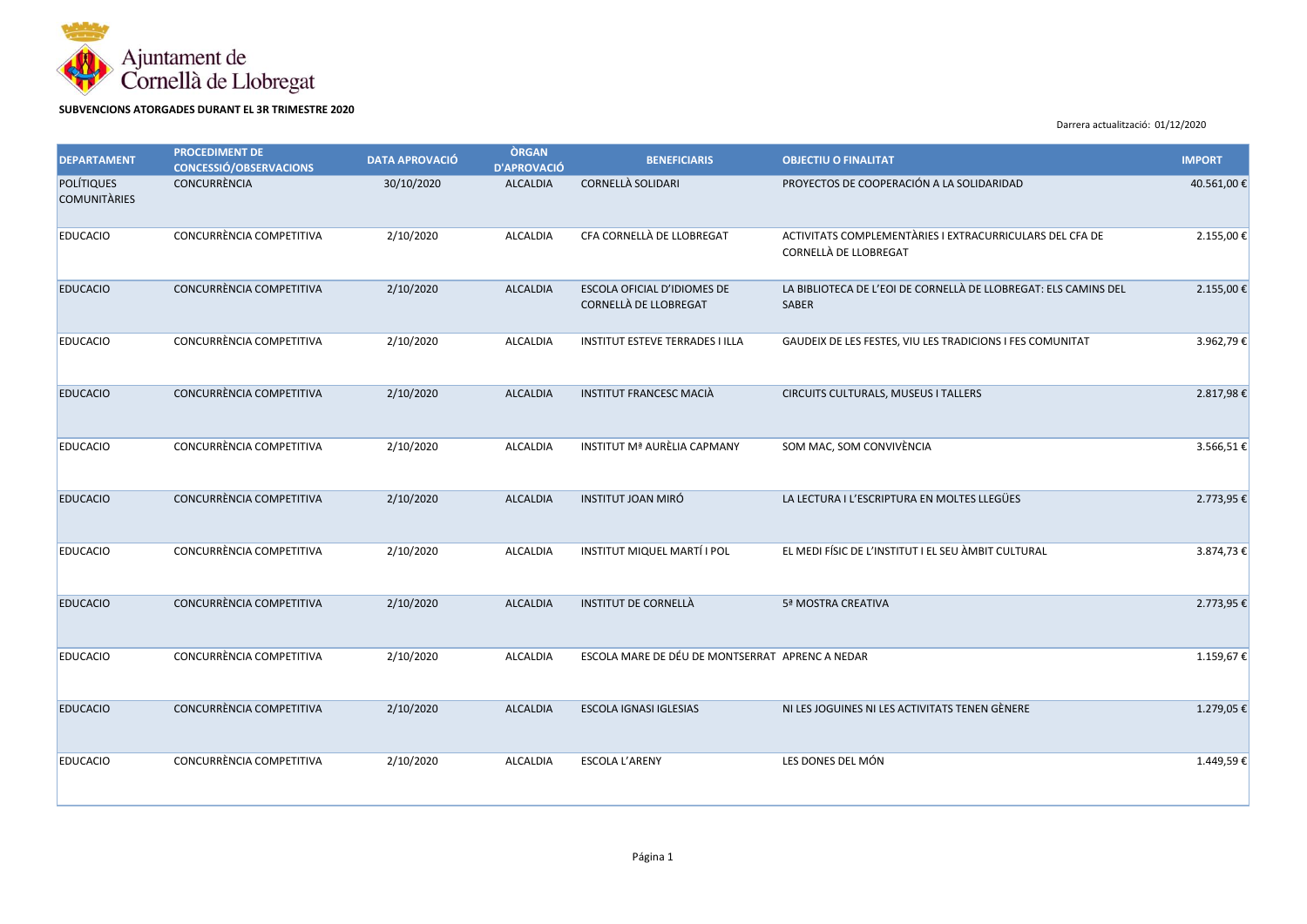Ajuntament de Cornellà de Llobregat

**SUBVENCIONS ATORGADES DURANT EL 3R TRIMESTRE 2020**

Darrera actualització: 01/12/2020

| DEPARTAMENT | PROCEDIMENT DE CONCESSIÓ/OBSERVACIONS | DATA APROVACIÓ | ÒRGAN D'APROVACIÓ | BENEFICIARIS | OBJECTIU O FINALITAT | IMPORT |
|---|---|---|---|---|---|---|
| POLÍTIQUES COMUNITÀRIES | CONCURRÈNCIA | 30/10/2020 | ALCALDIA | CORNELLÀ SOLIDARI | PROYECTOS DE COOPERACIÓN A LA SOLIDARIDAD | 40.561,00 € |
| EDUCACIO | CONCURRÈNCIA COMPETITIVA | 2/10/2020 | ALCALDIA | CFA CORNELLÀ DE LLOBREGAT | ACTIVITATS COMPLEMENTÀRIES I EXTRACURRICULARS DEL CFA DE CORNELLÀ DE LLOBREGAT | 2.155,00 € |
| EDUCACIO | CONCURRÈNCIA COMPETITIVA | 2/10/2020 | ALCALDIA | ESCOLA OFICIAL D'IDIOMES DE CORNELLÀ DE LLOBREGAT | LA BIBLIOTECA DE L'EOI DE CORNELLÀ DE LLOBREGAT: ELS CAMINS DEL SABER | 2.155,00 € |
| EDUCACIO | CONCURRÈNCIA COMPETITIVA | 2/10/2020 | ALCALDIA | INSTITUT ESTEVE TERRADES I ILLA | GAUDEIX DE LES FESTES, VIU LES TRADICIONS I FES COMUNITAT | 3.962,79 € |
| EDUCACIO | CONCURRÈNCIA COMPETITIVA | 2/10/2020 | ALCALDIA | INSTITUT FRANCESC MACIÀ | CIRCUITS CULTURALS, MUSEUS I TALLERS | 2.817,98 € |
| EDUCACIO | CONCURRÈNCIA COMPETITIVA | 2/10/2020 | ALCALDIA | INSTITUT Mª AURÈLIA CAPMANY | SOM MAC, SOM CONVIVÈNCIA | 3.566,51 € |
| EDUCACIO | CONCURRÈNCIA COMPETITIVA | 2/10/2020 | ALCALDIA | INSTITUT JOAN MIRÓ | LA LECTURA I L'ESCRIPTURA EN MOLTES LLEGÜES | 2.773,95 € |
| EDUCACIO | CONCURRÈNCIA COMPETITIVA | 2/10/2020 | ALCALDIA | INSTITUT MIQUEL MARTÍ I POL | EL MEDI FÍSIC DE L'INSTITUT I EL SEU ÀMBIT CULTURAL | 3.874,73 € |
| EDUCACIO | CONCURRÈNCIA COMPETITIVA | 2/10/2020 | ALCALDIA | INSTITUT DE CORNELLÀ | 5ª MOSTRA CREATIVA | 2.773,95 € |
| EDUCACIO | CONCURRÈNCIA COMPETITIVA | 2/10/2020 | ALCALDIA | ESCOLA MARE DE DÉU DE MONTSERRAT | APRENC A NEDAR | 1.159,67 € |
| EDUCACIO | CONCURRÈNCIA COMPETITIVA | 2/10/2020 | ALCALDIA | ESCOLA IGNASI IGLESIAS | NI LES JOGUINES NI LES ACTIVITATS TENEN GÈNERE | 1.279,05 € |
| EDUCACIO | CONCURRÈNCIA COMPETITIVA | 2/10/2020 | ALCALDIA | ESCOLA L'ARENY | LES DONES DEL MÓN | 1.449,59 € |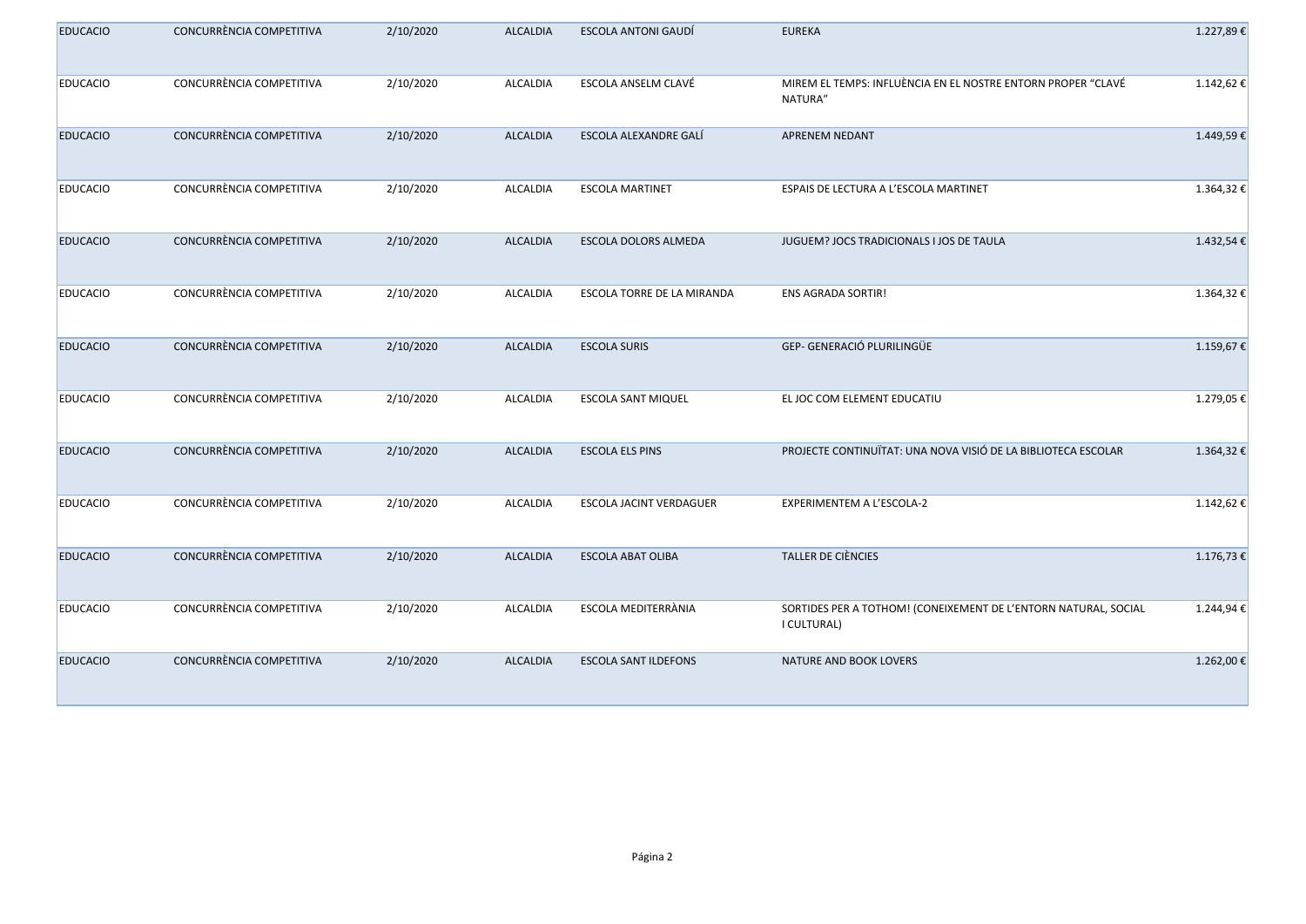| | | | | | | |
|---|---|---|---|---|---|---|
| EDUCACIO | CONCURRÈNCIA COMPETITIVA | 2/10/2020 | ALCALDIA | ESCOLA ANTONI GAUDÍ | EUREKA | 1.227,89 € |
| EDUCACIO | CONCURRÈNCIA COMPETITIVA | 2/10/2020 | ALCALDIA | ESCOLA ANSELM CLAVÉ | MIREM EL TEMPS: INFLUÈNCIA EN EL NOSTRE ENTORN PROPER "CLAVÉ NATURA" | 1.142,62 € |
| EDUCACIO | CONCURRÈNCIA COMPETITIVA | 2/10/2020 | ALCALDIA | ESCOLA ALEXANDRE GALÍ | APRENEM NEDANT | 1.449,59 € |
| EDUCACIO | CONCURRÈNCIA COMPETITIVA | 2/10/2020 | ALCALDIA | ESCOLA MARTINET | ESPAIS DE LECTURA A L'ESCOLA MARTINET | 1.364,32 € |
| EDUCACIO | CONCURRÈNCIA COMPETITIVA | 2/10/2020 | ALCALDIA | ESCOLA DOLORS ALMEDA | JUGUEM? JOCS TRADICIONALS I JOS DE TAULA | 1.432,54 € |
| EDUCACIO | CONCURRÈNCIA COMPETITIVA | 2/10/2020 | ALCALDIA | ESCOLA TORRE DE LA MIRANDA | ENS AGRADA SORTIR! | 1.364,32 € |
| EDUCACIO | CONCURRÈNCIA COMPETITIVA | 2/10/2020 | ALCALDIA | ESCOLA SURIS | GEP- GENERACIÓ PLURILINGÜE | 1.159,67 € |
| EDUCACIO | CONCURRÈNCIA COMPETITIVA | 2/10/2020 | ALCALDIA | ESCOLA SANT MIQUEL | EL JOC COM ELEMENT EDUCATIU | 1.279,05 € |
| EDUCACIO | CONCURRÈNCIA COMPETITIVA | 2/10/2020 | ALCALDIA | ESCOLA ELS PINS | PROJECTE CONTINUÏTAT: UNA NOVA VISIÓ DE LA BIBLIOTECA ESCOLAR | 1.364,32 € |
| EDUCACIO | CONCURRÈNCIA COMPETITIVA | 2/10/2020 | ALCALDIA | ESCOLA JACINT VERDAGUER | EXPERIMENTEM A L'ESCOLA-2 | 1.142,62 € |
| EDUCACIO | CONCURRÈNCIA COMPETITIVA | 2/10/2020 | ALCALDIA | ESCOLA ABAT OLIBA | TALLER DE CIÈNCIES | 1.176,73 € |
| EDUCACIO | CONCURRÈNCIA COMPETITIVA | 2/10/2020 | ALCALDIA | ESCOLA MEDITERRÀNIA | SORTIDES PER A TOTHOM! (CONEIXEMENT DE L'ENTORN NATURAL, SOCIAL I CULTURAL) | 1.244,94 € |
| EDUCACIO | CONCURRÈNCIA COMPETITIVA | 2/10/2020 | ALCALDIA | ESCOLA SANT ILDEFONS | NATURE AND BOOK LOVERS | 1.262,00 € |